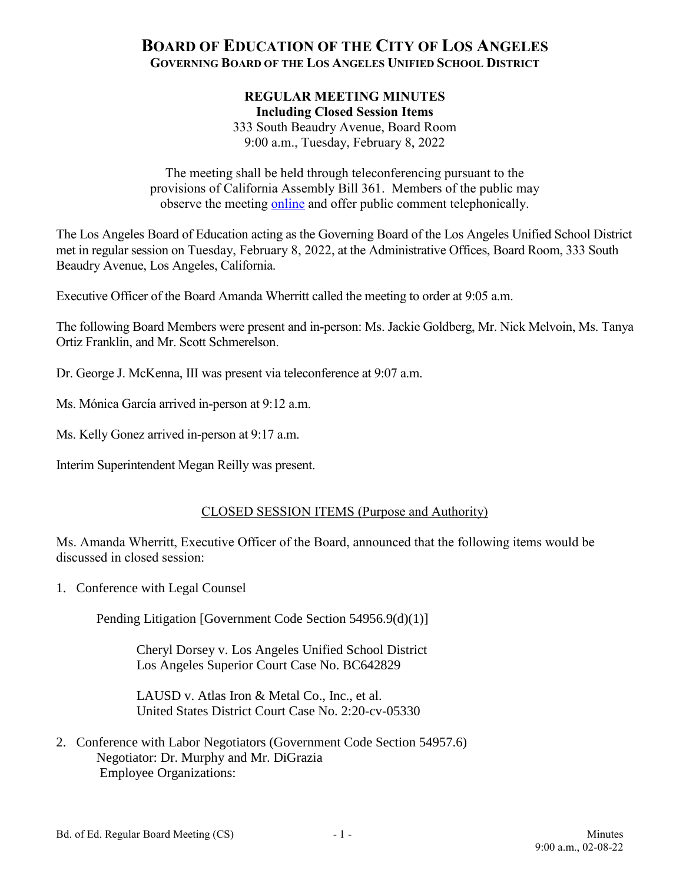# BOARD OF EDUCATION OF THE CITY OF LOS ANGELES
## GOVERNING BOARD OF THE LOS ANGELES UNIFIED SCHOOL DISTRICT

**REGULAR MEETING MINUTES**
**Including Closed Session Items**
333 South Beaudry Avenue, Board Room
9:00 a.m., Tuesday, February 8, 2022

The meeting shall be held through teleconferencing pursuant to the provisions of California Assembly Bill 361. Members of the public may observe the meeting online and offer public comment telephonically.

The Los Angeles Board of Education acting as the Governing Board of the Los Angeles Unified School District met in regular session on Tuesday, February 8, 2022, at the Administrative Offices, Board Room, 333 South Beaudry Avenue, Los Angeles, California.

Executive Officer of the Board Amanda Wherritt called the meeting to order at 9:05 a.m.

The following Board Members were present and in-person: Ms. Jackie Goldberg, Mr. Nick Melvoin, Ms. Tanya Ortiz Franklin, and Mr. Scott Schmerelson.

Dr. George J. McKenna, III was present via teleconference at 9:07 a.m.

Ms. Mónica García arrived in-person at 9:12 a.m.

Ms. Kelly Gonez arrived in-person at 9:17 a.m.

Interim Superintendent Megan Reilly was present.

CLOSED SESSION ITEMS (Purpose and Authority)

Ms. Amanda Wherritt, Executive Officer of the Board, announced that the following items would be discussed in closed session:

1. Conference with Legal Counsel

   Pending Litigation [Government Code Section 54956.9(d)(1)]

   Cheryl Dorsey v. Los Angeles Unified School District
   Los Angeles Superior Court Case No. BC642829

   LAUSD v. Atlas Iron & Metal Co., Inc., et al.
   United States District Court Case No. 2:20-cv-05330

2. Conference with Labor Negotiators (Government Code Section 54957.6)
   Negotiator: Dr. Murphy and Mr. DiGrazia
   Employee Organizations: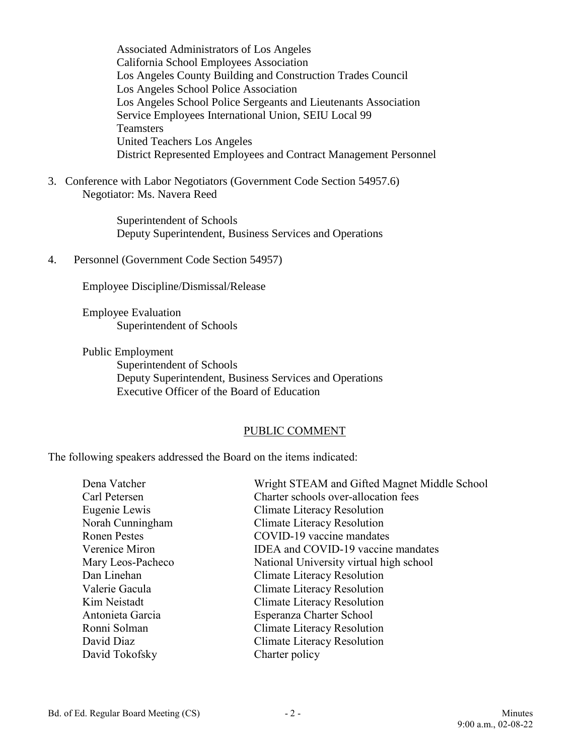Associated Administrators of Los Angeles
California School Employees Association
Los Angeles County Building and Construction Trades Council
Los Angeles School Police Association
Los Angeles School Police Sergeants and Lieutenants Association
Service Employees International Union, SEIU Local 99
Teamsters
United Teachers Los Angeles
District Represented Employees and Contract Management Personnel

3. Conference with Labor Negotiators (Government Code Section 54957.6)
   Negotiator: Ms. Navera Reed

   Superintendent of Schools
   Deputy Superintendent, Business Services and Operations

4. Personnel (Government Code Section 54957)

   Employee Discipline/Dismissal/Release

   Employee Evaluation
   Superintendent of Schools

   Public Employment
   Superintendent of Schools
   Deputy Superintendent, Business Services and Operations
   Executive Officer of the Board of Education

## PUBLIC COMMENT

The following speakers addressed the Board on the items indicated:

| Speaker | Item |
|---|---|
| Dena Vatcher | Wright STEAM and Gifted Magnet Middle School |
| Carl Petersen | Charter schools over-allocation fees |
| Eugenie Lewis | Climate Literacy Resolution |
| Norah Cunningham | Climate Literacy Resolution |
| Ronen Pestes | COVID-19 vaccine mandates |
| Verenice Miron | IDEA and COVID-19 vaccine mandates |
| Mary Leos-Pacheco | National University virtual high school |
| Dan Linehan | Climate Literacy Resolution |
| Valerie Gacula | Climate Literacy Resolution |
| Kim Neistadt | Climate Literacy Resolution |
| Antonieta Garcia | Esperanza Charter School |
| Ronni Solman | Climate Literacy Resolution |
| David Diaz | Climate Literacy Resolution |
| David Tokofsky | Charter policy |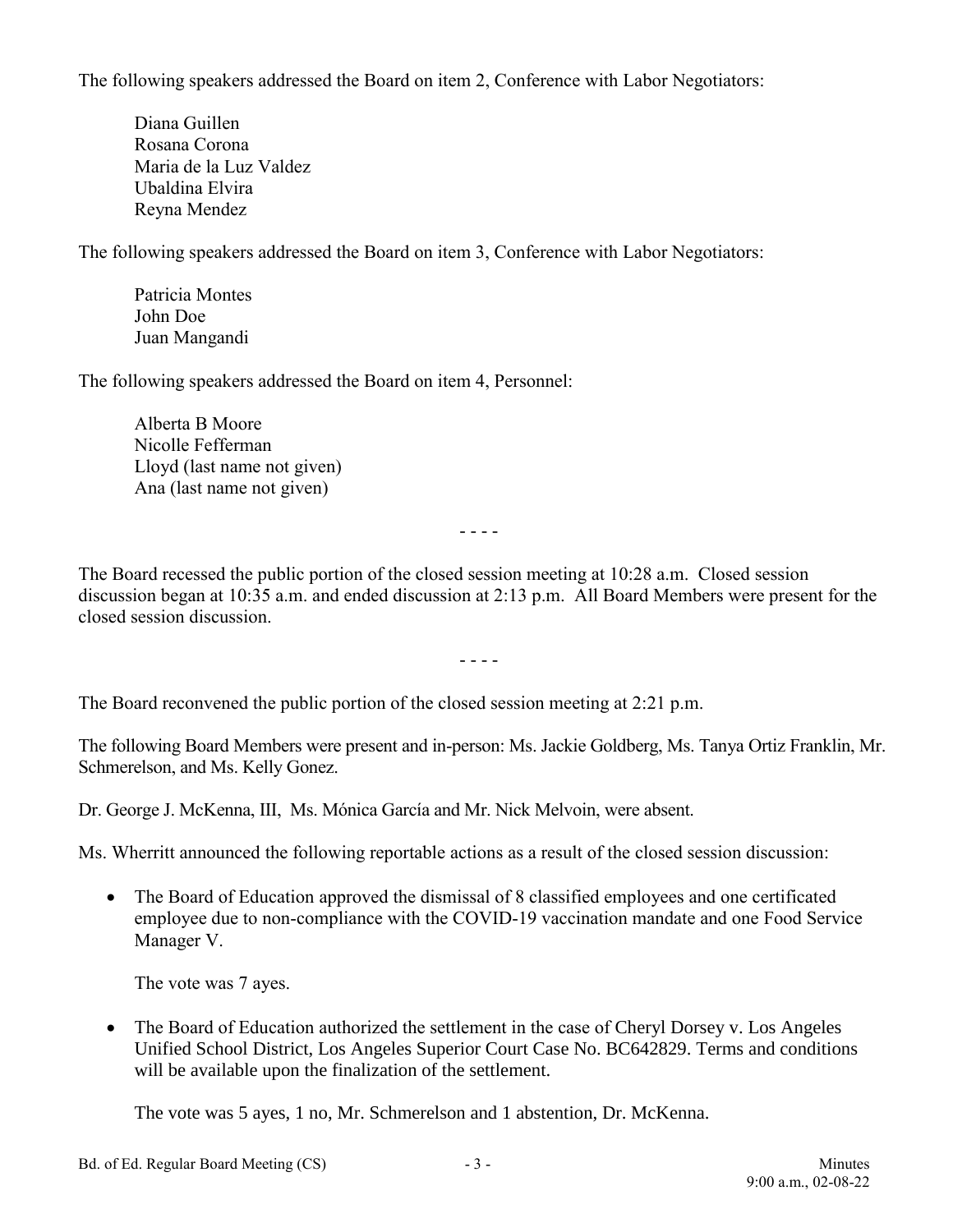The following speakers addressed the Board on item 2, Conference with Labor Negotiators:

Diana Guillen
Rosana Corona
Maria de la Luz Valdez
Ubaldina Elvira
Reyna Mendez

The following speakers addressed the Board on item 3, Conference with Labor Negotiators:

Patricia Montes
John Doe
Juan Mangandi

The following speakers addressed the Board on item 4, Personnel:

Alberta B Moore
Nicolle Fefferman
Lloyd (last name not given)
Ana (last name not given)

- - - -

The Board recessed the public portion of the closed session meeting at 10:28 a.m. Closed session discussion began at 10:35 a.m. and ended discussion at 2:13 p.m. All Board Members were present for the closed session discussion.

- - - -

The Board reconvened the public portion of the closed session meeting at 2:21 p.m.

The following Board Members were present and in-person: Ms. Jackie Goldberg, Ms. Tanya Ortiz Franklin, Mr. Schmerelson, and Ms. Kelly Gonez.

Dr. George J. McKenna, III, Ms. Mónica García and Mr. Nick Melvoin, were absent.

Ms. Wherritt announced the following reportable actions as a result of the closed session discussion:

- The Board of Education approved the dismissal of 8 classified employees and one certificated employee due to non-compliance with the COVID-19 vaccination mandate and one Food Service Manager V.

  The vote was 7 ayes.

- The Board of Education authorized the settlement in the case of Cheryl Dorsey v. Los Angeles Unified School District, Los Angeles Superior Court Case No. BC642829. Terms and conditions will be available upon the finalization of the settlement.

  The vote was 5 ayes, 1 no, Mr. Schmerelson and 1 abstention, Dr. McKenna.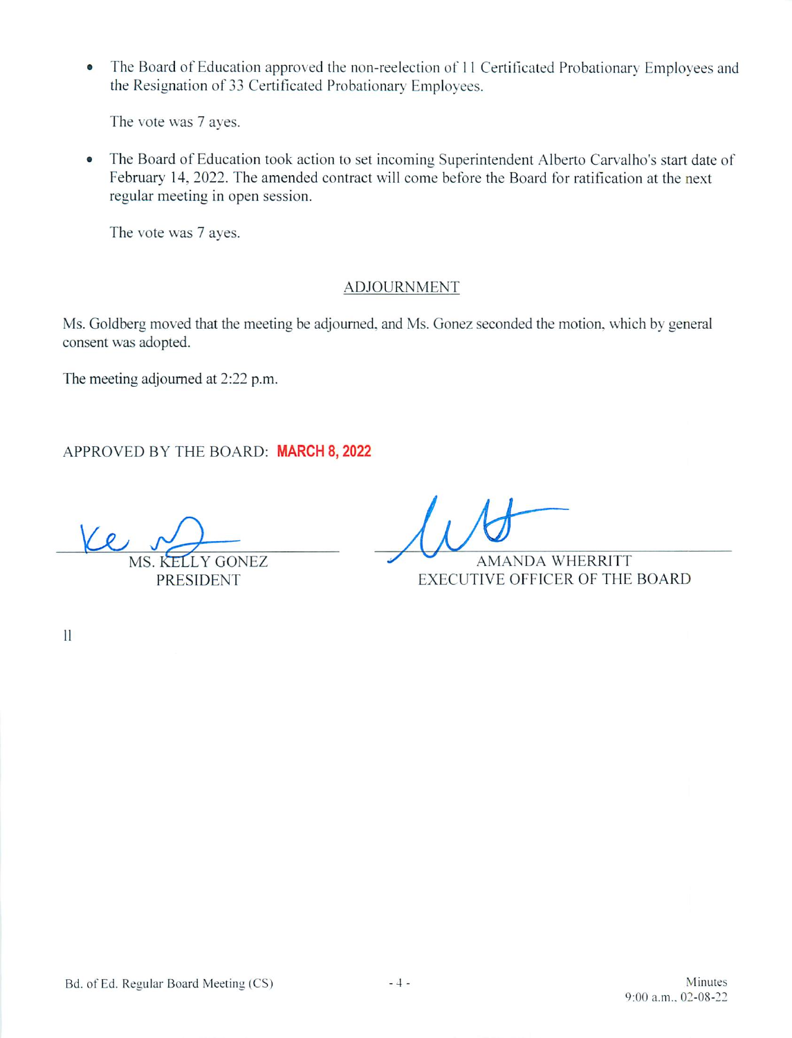- The Board of Education approved the non-reelection of 11 Certificated Probationary Employees and the Resignation of 33 Certificated Probationary Employees.

  The vote was 7 ayes.

- The Board of Education took action to set incoming Superintendent Alberto Carvalho's start date of February 14, 2022. The amended contract will come before the Board for ratification at the next regular meeting in open session.

  The vote was 7 ayes.

## ADJOURNMENT

Ms. Goldberg moved that the meeting be adjourned, and Ms. Gonez seconded the motion, which by general consent was adopted.

The meeting adjourned at 2:22 p.m.

APPROVED BY THE BOARD: **MARCH 8, 2022**

MS. KELLY GONEZ
PRESIDENT

AMANDA WHERRITT
EXECUTIVE OFFICER OF THE BOARD

ll

Bd. of Ed. Regular Board Meeting (CS)

Minutes
9:00 a.m., 02-08-22